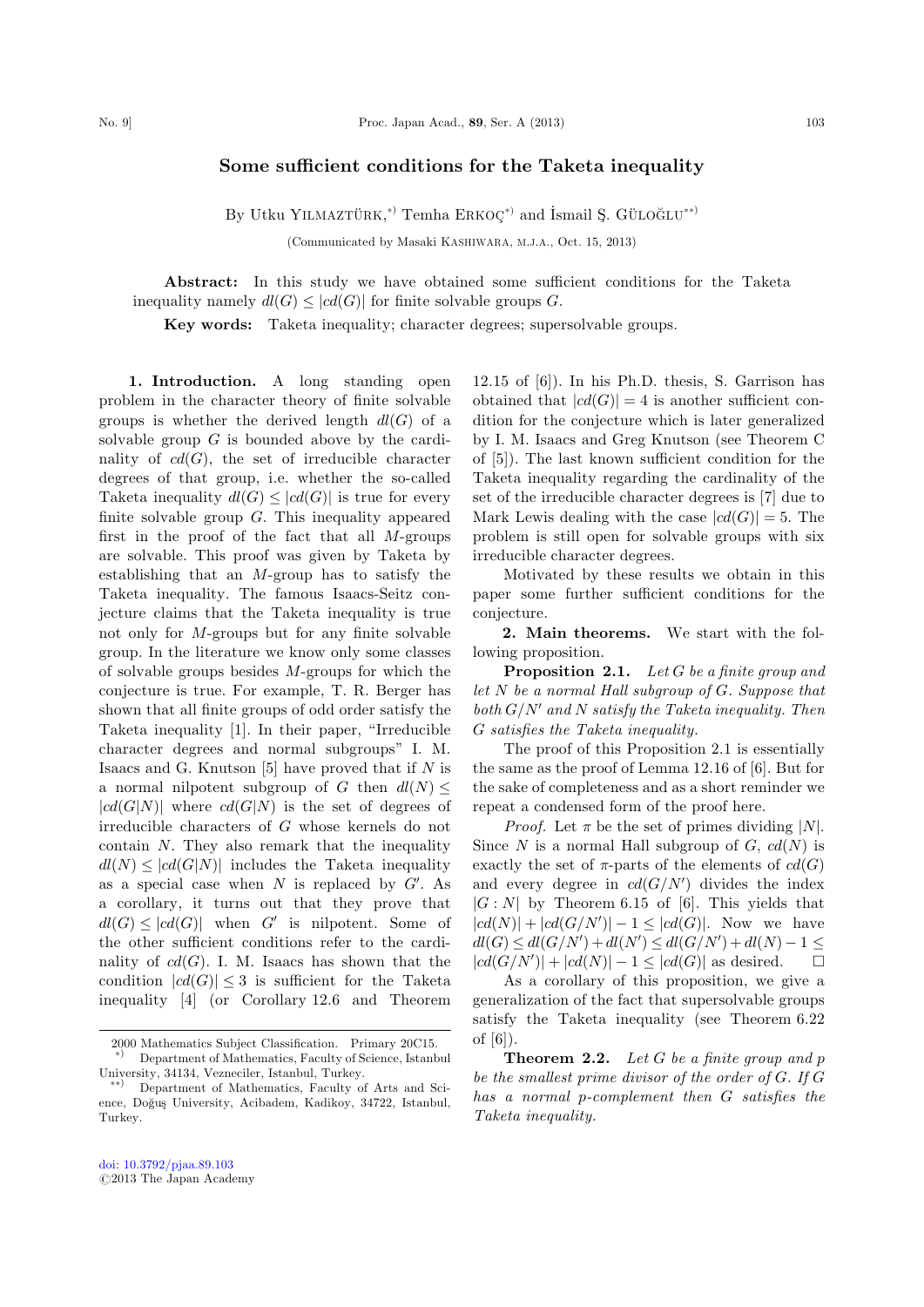# Some sufficient conditions for the Taketa inequality

By Utku YILMAZTÜRK,[*)] Temha ERKOÇ[*)] and İsmail Ş. GÜLOĞLU[**)]

(Communicated by Masaki KASHIWARA, M.J.A., Oct. 15, 2013)

**Abstract:** In this study we have obtained some sufficient conditions for the Taketa inequality namely $dl(G) \leq |cd(G)|$ for finite solvable groups $G$.

**Key words:** Taketa inequality; character degrees; supersolvable groups.

**1. Introduction.** A long standing open problem in the character theory of finite solvable groups is whether the derived length $dl(G)$ of a solvable group $G$ is bounded above by the cardinality of $cd(G)$, the set of irreducible character degrees of that group, i.e. whether the so-called Taketa inequality $dl(G) \leq |cd(G)|$ is true for every finite solvable group $G$. This inequality appeared first in the proof of the fact that all $M$-groups are solvable. This proof was given by Taketa by establishing that an $M$-group has to satisfy the Taketa inequality. The famous Isaacs-Seitz conjecture claims that the Taketa inequality is true not only for $M$-groups but for any finite solvable group. In the literature we know only some classes of solvable groups besides $M$-groups for which the conjecture is true. For example, T. R. Berger has shown that all finite groups of odd order satisfy the Taketa inequality [1]. In their paper, "Irreducible character degrees and normal subgroups" I. M. Isaacs and G. Knutson [5] have proved that if $N$ is a normal nilpotent subgroup of $G$ then $dl(N) \leq |cd(G|N)|$ where $cd(G|N)$ is the set of degrees of irreducible characters of $G$ whose kernels do not contain $N$. They also remark that the inequality $dl(N) \leq |cd(G|N)|$ includes the Taketa inequality as a special case when $N$ is replaced by $G'$. As a corollary, it turns out that they prove that $dl(G) \leq |cd(G)|$ when $G'$ is nilpotent. Some of the other sufficient conditions refer to the cardinality of $cd(G)$. I. M. Isaacs has shown that the condition $|cd(G)| \leq 3$ is sufficient for the Taketa inequality [4] (or Corollary 12.6 and Theorem 12.15 of [6]). In his Ph.D. thesis, S. Garrison has obtained that $|cd(G)| = 4$ is another sufficient condition for the conjecture which is later generalized by I. M. Isaacs and Greg Knutson (see Theorem C of [5]). The last known sufficient condition for the Taketa inequality regarding the cardinality of the set of the irreducible character degrees is [7] due to Mark Lewis dealing with the case $|cd(G)| = 5$. The problem is still open for solvable groups with six irreducible character degrees.

Motivated by these results we obtain in this paper some further sufficient conditions for the conjecture.

**2. Main theorems.** We start with the following proposition.

**Proposition 2.1.** *Let $G$ be a finite group and let $N$ be a normal Hall subgroup of $G$. Suppose that both $G/N'$ and $N$ satisfy the Taketa inequality. Then $G$ satisfies the Taketa inequality.*

The proof of this Proposition 2.1 is essentially the same as the proof of Lemma 12.16 of [6]. But for the sake of completeness and as a short reminder we repeat a condensed form of the proof here.

*Proof.* Let $\pi$ be the set of primes dividing $|N|$. Since $N$ is a normal Hall subgroup of $G$, $cd(N)$ is exactly the set of $\pi$-parts of the elements of $cd(G)$ and every degree in $cd(G/N')$ divides the index $|G : N|$ by Theorem 6.15 of [6]. This yields that $|cd(N)| + |cd(G/N')| - 1 \leq |cd(G)|$. Now we have $dl(G) \leq dl(G/N') + dl(N') \leq dl(G/N') + dl(N) - 1 \leq |cd(G/N')| + |cd(N)| - 1 \leq |cd(G)|$ as desired. □

As a corollary of this proposition, we give a generalization of the fact that supersolvable groups satisfy the Taketa inequality (see Theorem 6.22 of [6]).

**Theorem 2.2.** *Let $G$ be a finite group and $p$ be the smallest prime divisor of the order of $G$. If $G$ has a normal $p$-complement then $G$ satisfies the Taketa inequality.*

---

2000 Mathematics Subject Classification. Primary 20C15.

*) Department of Mathematics, Faculty of Science, Istanbul University, 34134, Vezneciler, Istanbul, Turkey.

**) Department of Mathematics, Faculty of Arts and Science, Doğuş University, Acibadem, Kadikoy, 34722, Istanbul, Turkey.

doi: 10.3792/pjaa.89.103
©2013 The Japan Academy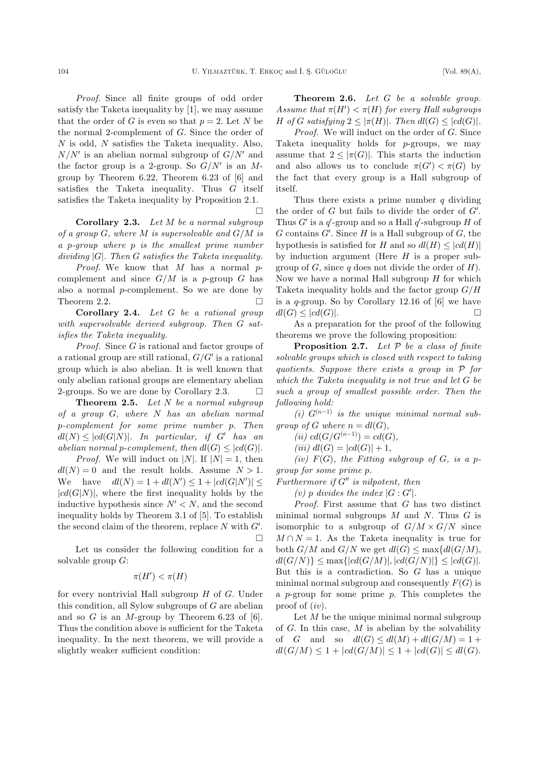*Proof.* Since all finite groups of odd order satisfy the Taketa inequality by [1], we may assume that the order of $G$ is even so that $p = 2$. Let $N$ be the normal 2-complement of $G$. Since the order of $N$ is odd, $N$ satisfies the Taketa inequality. Also, $N/N'$ is an abelian normal subgroup of $G/N'$ and the factor group is a 2-group. So $G/N'$ is an $M$-group by Theorem 6.22, Theorem 6.23 of [6] and satisfies the Taketa inequality. Thus $G$ itself satisfies the Taketa inequality by Proposition 2.1. □

**Corollary 2.3.** *Let $M$ be a normal subgroup of a group $G$, where $M$ is supersolvable and $G/M$ is a $p$-group where $p$ is the smallest prime number dividing $|G|$. Then $G$ satisfies the Taketa inequality.*

*Proof.* We know that $M$ has a normal $p$-complement and since $G/M$ is a $p$-group $G$ has also a normal $p$-complement. So we are done by Theorem 2.2. □

**Corollary 2.4.** *Let $G$ be a rational group with supersolvable derived subgroup. Then $G$ satisfies the Taketa inequality.*

*Proof.* Since $G$ is rational and factor groups of a rational group are still rational, $G/G'$ is a rational group which is also abelian. It is well known that only abelian rational groups are elementary abelian 2-groups. So we are done by Corollary 2.3. □

**Theorem 2.5.** *Let $N$ be a normal subgroup of a group $G$, where $N$ has an abelian normal $p$-complement for some prime number $p$. Then $dl(N) \leq |cd(G|N)|$. In particular, if $G'$ has an abelian normal $p$-complement, then $dl(G) \leq |cd(G)|$.*

*Proof.* We will induct on $|N|$. If $|N| = 1$, then $dl(N) = 0$ and the result holds. Assume $N > 1$. We have $dl(N) = 1 + dl(N') \leq 1 + |cd(G|N')| \leq |cd(G|N)|$, where the first inequality holds by the inductive hypothesis since $N' < N$, and the second inequality holds by Theorem 3.1 of [5]. To establish the second claim of the theorem, replace $N$ with $G'$. □

Let us consider the following condition for a solvable group $G$:

$$\pi(H') < \pi(H)$$

for every nontrivial Hall subgroup $H$ of $G$. Under this condition, all Sylow subgroups of $G$ are abelian and so $G$ is an $M$-group by Theorem 6.23 of [6]. Thus the condition above is sufficient for the Taketa inequality. In the next theorem, we will provide a slightly weaker sufficient condition:

**Theorem 2.6.** *Let $G$ be a solvable group. Assume that $\pi(H') < \pi(H)$ for every Hall subgroups $H$ of $G$ satisfying $2 \leq |\pi(H)|$. Then $dl(G) \leq |cd(G)|$.*

*Proof.* We will induct on the order of $G$. Since Taketa inequality holds for $p$-groups, we may assume that $2 \leq |\pi(G)|$. This starts the induction and also allows us to conclude $\pi(G') < \pi(G)$ by the fact that every group is a Hall subgroup of itself.

Thus there exists a prime number $q$ dividing the order of $G$ but fails to divide the order of $G'$. Thus $G'$ is a $q'$-group and so a Hall $q'$-subgroup $H$ of $G$ contains $G'$. Since $H$ is a Hall subgroup of $G$, the hypothesis is satisfied for $H$ and so $dl(H) \leq |cd(H)|$ by induction argument (Here $H$ is a proper subgroup of $G$, since $q$ does not divide the order of $H$). Now we have a normal Hall subgroup $H$ for which Taketa inequality holds and the factor group $G/H$ is a $q$-group. So by Corollary 12.16 of [6] we have $dl(G) \leq |cd(G)|$. □

As a preparation for the proof of the following theorems we prove the following proposition:

**Proposition 2.7.** *Let $\mathcal{P}$ be a class of finite solvable groups which is closed with respect to taking quotients. Suppose there exists a group in $\mathcal{P}$ for which the Taketa inequality is not true and let $G$ be such a group of smallest possible order. Then the following hold:*

*(i) $G^{(n-1)}$ is the unique minimal normal subgroup of $G$ where $n = dl(G)$,*

*(ii) $cd(G/G^{(n-1)}) = cd(G)$,*

*(iii) $dl(G) = |cd(G)| + 1$,*

*(iv) $F(G)$, the Fitting subgroup of $G$, is a $p$-group for some prime $p$.*

*Furthermore if $G''$ is nilpotent, then*

*(v) $p$ divides the index $|G : G'|$.*

*Proof.* First assume that $G$ has two distinct minimal normal subgroups $M$ and $N$. Thus $G$ is isomorphic to a subgroup of $G/M \times G/N$ since $M \cap N = 1$. As the Taketa inequality is true for both $G/M$ and $G/N$ we get $dl(G) \leq \max\{dl(G/M), dl(G/N)\} \leq \max\{|cd(G/M)|, |cd(G/N)|\} \leq |cd(G)|$. But this is a contradiction. So $G$ has a unique minimal normal subgroup and consequently $F(G)$ is a $p$-group for some prime $p$. This completes the proof of $(iv)$.

Let $M$ be the unique minimal normal subgroup of $G$. In this case, $M$ is abelian by the solvability of $G$ and so $dl(G) \leq dl(M) + dl(G/M) = 1 + dl(G/M) \leq 1 + |cd(G/M)| \leq 1 + |cd(G)| \leq dl(G)$.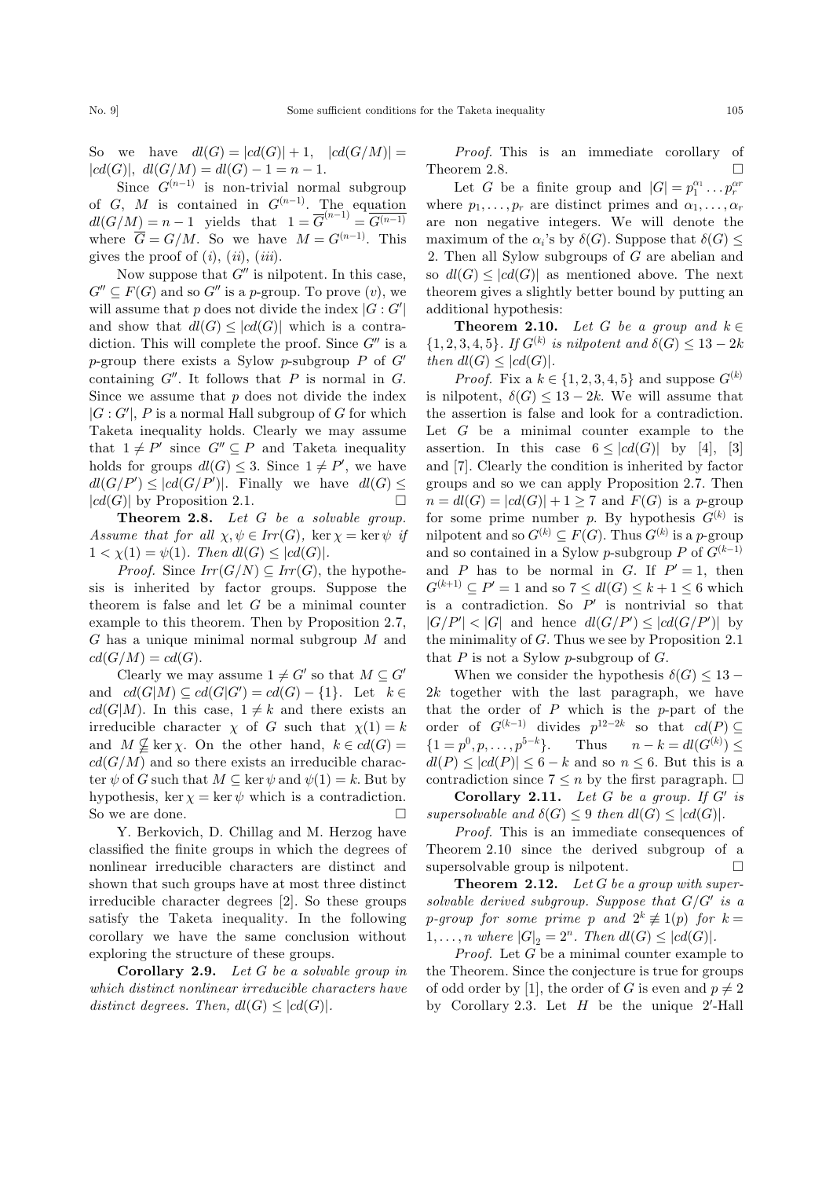So we have $dl(G) = |cd(G)| + 1$, $|cd(G/M)| = |cd(G)|$, $dl(G/M) = dl(G) - 1 = n - 1$.

Since $G^{(n-1)}$ is non-trivial normal subgroup of $G$, $M$ is contained in $G^{(n-1)}$. The equation $dl(G/M) = n - 1$ yields that $1 = \overline{G}^{(n-1)} = \overline{G^{(n-1)}}$ where $\overline{G} = G/M$. So we have $M = G^{(n-1)}$. This gives the proof of $(i)$, $(ii)$, $(iii)$.

Now suppose that $G''$ is nilpotent. In this case, $G'' \subseteq F(G)$ and so $G''$ is a $p$-group. To prove $(v)$, we will assume that $p$ does not divide the index $|G : G'|$ and show that $dl(G) \leq |cd(G)|$ which is a contradiction. This will complete the proof. Since $G''$ is a $p$-group there exists a Sylow $p$-subgroup $P$ of $G'$ containing $G''$. It follows that $P$ is normal in $G$. Since we assume that $p$ does not divide the index $|G : G'|$, $P$ is a normal Hall subgroup of $G$ for which Taketa inequality holds. Clearly we may assume that $1 \neq P'$ since $G'' \subseteq P$ and Taketa inequality holds for groups $dl(G) \leq 3$. Since $1 \neq P'$, we have $dl(G/P') \leq |cd(G/P')|$. Finally we have $dl(G) \leq |cd(G)|$ by Proposition 2.1. $\square$

**Theorem 2.8.** *Let $G$ be a solvable group. Assume that for all $\chi, \psi \in Irr(G)$, $\ker\chi = \ker\psi$ if $1 < \chi(1) = \psi(1)$. Then $dl(G) \leq |cd(G)|$.*

*Proof.* Since $Irr(G/N) \subseteq Irr(G)$, the hypothesis is inherited by factor groups. Suppose the theorem is false and let $G$ be a minimal counter example to this theorem. Then by Proposition 2.7, $G$ has a unique minimal normal subgroup $M$ and $cd(G/M) = cd(G)$.

Clearly we may assume $1 \neq G'$ so that $M \subseteq G'$ and $cd(G|M) \subseteq cd(G|G') = cd(G) - \{1\}$. Let $k \in cd(G|M)$. In this case, $1 \neq k$ and there exists an irreducible character $\chi$ of $G$ such that $\chi(1) = k$ and $M \nsubseteq \ker\chi$. On the other hand, $k \in cd(G) = cd(G/M)$ and so there exists an irreducible character $\psi$ of $G$ such that $M \subseteq \ker\psi$ and $\psi(1) = k$. But by hypothesis, $\ker\chi = \ker\psi$ which is a contradiction. So we are done. $\square$

Y. Berkovich, D. Chillag and M. Herzog have classified the finite groups in which the degrees of nonlinear irreducible characters are distinct and shown that such groups have at most three distinct irreducible character degrees [2]. So these groups satisfy the Taketa inequality. In the following corollary we have the same conclusion without exploring the structure of these groups.

**Corollary 2.9.** *Let $G$ be a solvable group in which distinct nonlinear irreducible characters have distinct degrees. Then, $dl(G) \leq |cd(G)|$.*

*Proof.* This is an immediate corollary of Theorem 2.8. $\square$

Let $G$ be a finite group and $|G| = p_1^{\alpha_1} \ldots p_r^{\alpha r}$ where $p_1, \ldots, p_r$ are distinct primes and $\alpha_1, \ldots, \alpha_r$ are non negative integers. We will denote the maximum of the $\alpha_i$'s by $\delta(G)$. Suppose that $\delta(G) \leq 2$. Then all Sylow subgroups of $G$ are abelian and so $dl(G) \leq |cd(G)|$ as mentioned above. The next theorem gives a slightly better bound by putting an additional hypothesis:

**Theorem 2.10.** *Let $G$ be a group and $k \in \{1, 2, 3, 4, 5\}$. If $G^{(k)}$ is nilpotent and $\delta(G) \leq 13 - 2k$ then $dl(G) \leq |cd(G)|$.*

*Proof.* Fix a $k \in \{1, 2, 3, 4, 5\}$ and suppose $G^{(k)}$ is nilpotent, $\delta(G) \leq 13 - 2k$. We will assume that the assertion is false and look for a contradiction. Let $G$ be a minimal counter example to the assertion. In this case $6 \leq |cd(G)|$ by [4], [3] and [7]. Clearly the condition is inherited by factor groups and so we can apply Proposition 2.7. Then $n = dl(G) = |cd(G)| + 1 \geq 7$ and $F(G)$ is a $p$-group for some prime number $p$. By hypothesis $G^{(k)}$ is nilpotent and so $G^{(k)} \subseteq F(G)$. Thus $G^{(k)}$ is a $p$-group and so contained in a Sylow $p$-subgroup $P$ of $G^{(k-1)}$ and $P$ has to be normal in $G$. If $P' = 1$, then $G^{(k+1)} \subseteq P' = 1$ and so $7 \leq dl(G) \leq k + 1 \leq 6$ which is a contradiction. So $P'$ is nontrivial so that $|G/P'| < |G|$ and hence $dl(G/P') \leq |cd(G/P')|$ by the minimality of $G$. Thus we see by Proposition 2.1 that $P$ is not a Sylow $p$-subgroup of $G$.

When we consider the hypothesis $\delta(G) \leq 13 - 2k$ together with the last paragraph, we have that the order of $P$ which is the $p$-part of the order of $G^{(k-1)}$ divides $p^{12-2k}$ so that $cd(P) \subseteq \{1 = p^0, p, \ldots, p^{5-k}\}$. Thus $n - k = dl(G^{(k)}) \leq dl(P) \leq |cd(P)| \leq 6 - k$ and so $n \leq 6$. But this is a contradiction since $7 \leq n$ by the first paragraph. $\square$

**Corollary 2.11.** *Let $G$ be a group. If $G'$ is supersolvable and $\delta(G) \leq 9$ then $dl(G) \leq |cd(G)|$.*

*Proof.* This is an immediate consequences of Theorem 2.10 since the derived subgroup of a supersolvable group is nilpotent. $\square$

**Theorem 2.12.** *Let $G$ be a group with supersolvable derived subgroup. Suppose that $G/G'$ is a $p$-group for some prime $p$ and $2^k \not\equiv 1(p)$ for $k = 1, \ldots, n$ where $|G|_2 = 2^n$. Then $dl(G) \leq |cd(G)|$.*

*Proof.* Let $G$ be a minimal counter example to the Theorem. Since the conjecture is true for groups of odd order by [1], the order of $G$ is even and $p \neq 2$ by Corollary 2.3. Let $H$ be the unique $2'$-Hall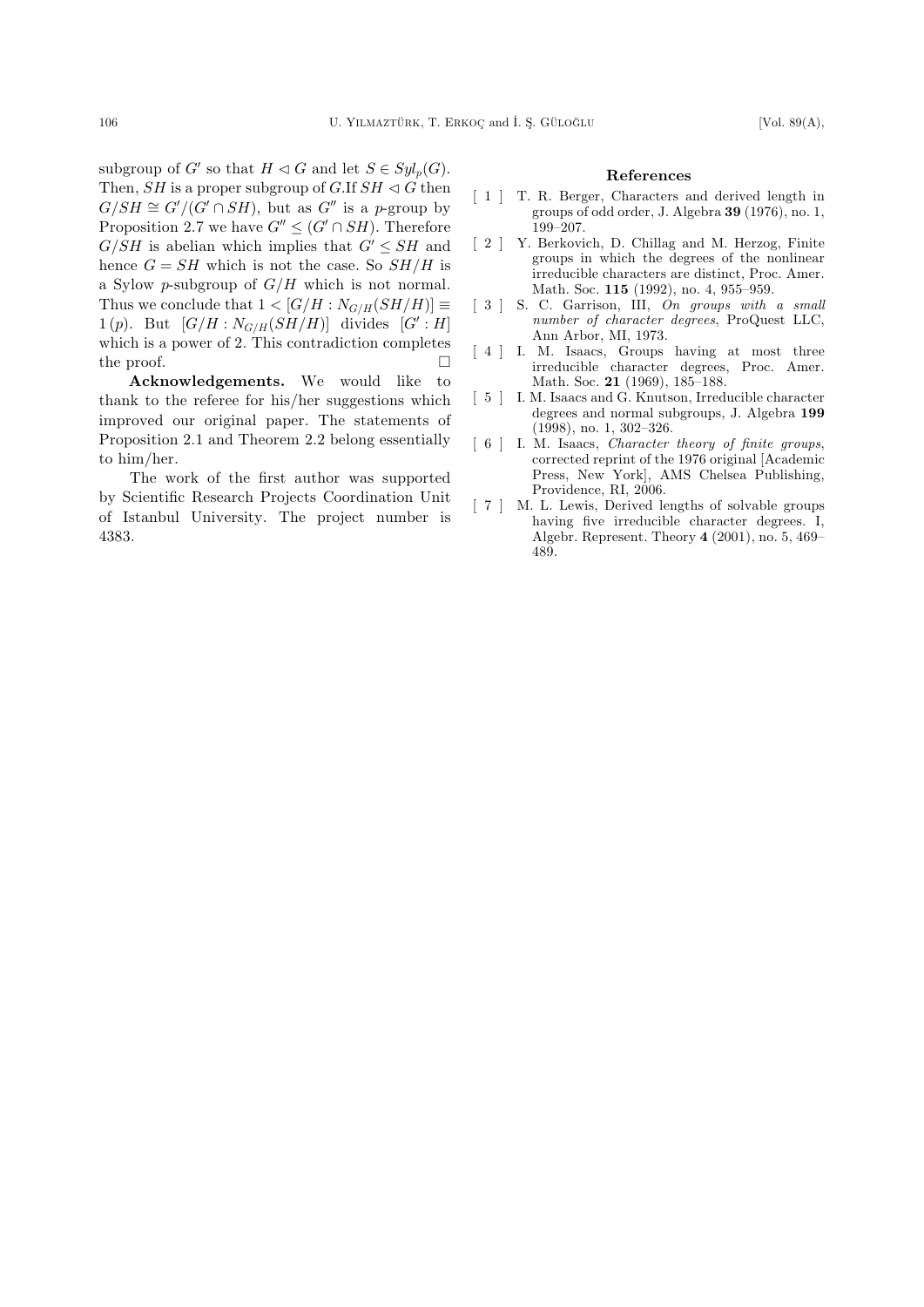subgroup of $G'$ so that $H \lhd G$ and let $S \in Syl_p(G)$. Then, $SH$ is a proper subgroup of $G$.If $SH \lhd G$ then $G/SH \cong G'/(G' \cap SH)$, but as $G''$ is a $p$-group by Proposition 2.7 we have $G'' \leq (G' \cap SH)$. Therefore $G/SH$ is abelian which implies that $G' \leq SH$ and hence $G = SH$ which is not the case. So $SH/H$ is a Sylow $p$-subgroup of $G/H$ which is not normal. Thus we conclude that $1 < [G/H : N_{G/H}(SH/H)] \equiv 1\,(p)$. But $[G/H : N_{G/H}(SH/H)]$ divides $[G' : H]$ which is a power of 2. This contradiction completes the proof. □

**Acknowledgements.** We would like to thank to the referee for his/her suggestions which improved our original paper. The statements of Proposition 2.1 and Theorem 2.2 belong essentially to him/her.

The work of the first author was supported by Scientific Research Projects Coordination Unit of Istanbul University. The project number is 4383.

## References

[ 1 ] T. R. Berger, Characters and derived length in groups of odd order, J. Algebra **39** (1976), no. 1, 199–207.

[ 2 ] Y. Berkovich, D. Chillag and M. Herzog, Finite groups in which the degrees of the nonlinear irreducible characters are distinct, Proc. Amer. Math. Soc. **115** (1992), no. 4, 955–959.

[ 3 ] S. C. Garrison, III, *On groups with a small number of character degrees*, ProQuest LLC, Ann Arbor, MI, 1973.

[ 4 ] I. M. Isaacs, Groups having at most three irreducible character degrees, Proc. Amer. Math. Soc. **21** (1969), 185–188.

[ 5 ] I. M. Isaacs and G. Knutson, Irreducible character degrees and normal subgroups, J. Algebra **199** (1998), no. 1, 302–326.

[ 6 ] I. M. Isaacs, *Character theory of finite groups*, corrected reprint of the 1976 original [Academic Press, New York], AMS Chelsea Publishing, Providence, RI, 2006.

[ 7 ] M. L. Lewis, Derived lengths of solvable groups having five irreducible character degrees. I, Algebr. Represent. Theory **4** (2001), no. 5, 469–489.